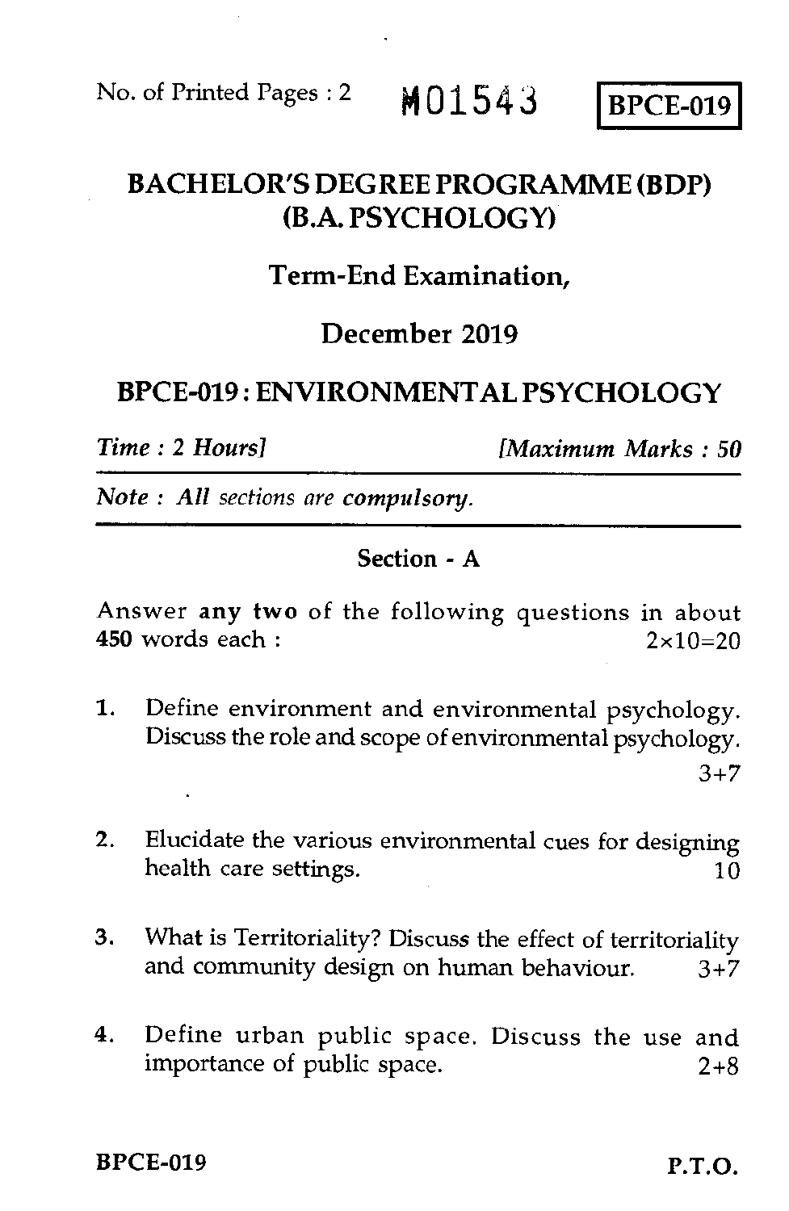No. of Printed Pages : 2 **M01543** **BPCE-019**

# BACHELOR'S DEGREE PROGRAMME (BDP) (B.A. PSYCHOLOGY)

## Term-End Examination,

## December 2019

## BPCE-019 : ENVIRONMENTAL PSYCHOLOGY

*Time : 2 Hours]* *[Maximum Marks : 50*

*Note : All sections are* ***compulsory.***

### Section - A

Answer **any two** of the following questions in about **450** words each : $2 \times 10 = 20$

1. Define environment and environmental psychology. Discuss the role and scope of environmental psychology. 3+7

2. Elucidate the various environmental cues for designing health care settings. 10

3. What is Territoriality? Discuss the effect of territoriality and community design on human behaviour. 3+7

4. Define urban public space. Discuss the use and importance of public space. 2+8

P.T.O.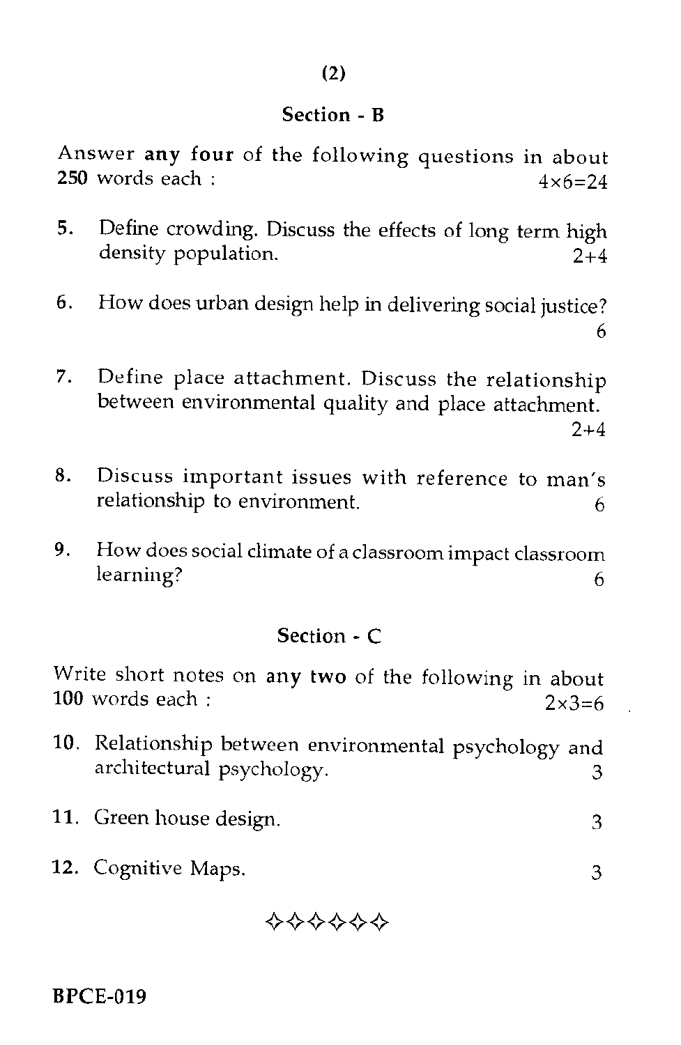## Section - B

Answer **any four** of the following questions in about **250** words each : 4×6=24

5. Define crowding. Discuss the effects of long term high density population. 2+4

6. How does urban design help in delivering social justice? 6

7. Define place attachment. Discuss the relationship between environmental quality and place attachment. 2+4

8. Discuss important issues with reference to man's relationship to environment. 6

9. How does social climate of a classroom impact classroom learning? 6

## Section - C

Write short notes on **any two** of the following in about **100** words each : 2×3=6

10. Relationship between environmental psychology and architectural psychology. 3

11. Green house design. 3

12. Cognitive Maps. 3

✧✧✧✧✧✧

**BPCE-019**